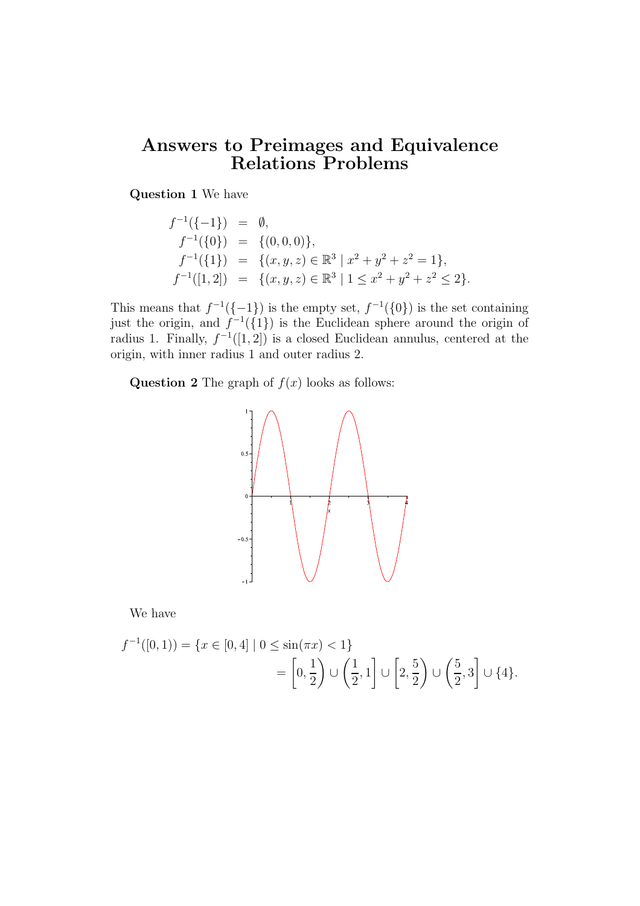# Answers to Preimages and Equivalence Relations Problems

**Question 1** We have

$$
\begin{aligned}
f^{-1}(\{-1\}) &= \emptyset, \\
f^{-1}(\{0\}) &= \{(0,0,0)\}, \\
f^{-1}(\{1\}) &= \{(x,y,z) \in \mathbb{R}^3 \mid x^2+y^2+z^2 = 1\}, \\
f^{-1}([1,2]) &= \{(x,y,z) \in \mathbb{R}^3 \mid 1 \le x^2+y^2+z^2 \le 2\}.
\end{aligned}
$$

This means that $f^{-1}(\{-1\})$ is the empty set, $f^{-1}(\{0\})$ is the set containing just the origin, and $f^{-1}(\{1\})$ is the Euclidean sphere around the origin of radius 1. Finally, $f^{-1}([1,2])$ is a closed Euclidean annulus, centered at the origin, with inner radius 1 and outer radius 2.

**Question 2** The graph of $f(x)$ looks as follows:

We have

$$
\begin{aligned}
f^{-1}([0,1)) = \{x \in [0,4] \mid 0 \le \sin(\pi x) < 1\} \\
= \left[0, \frac{1}{2}\right) \cup \left(\frac{1}{2}, 1\right] \cup \left[2, \frac{5}{2}\right) \cup \left(\frac{5}{2}, 3\right] \cup \{4\}.
\end{aligned}
$$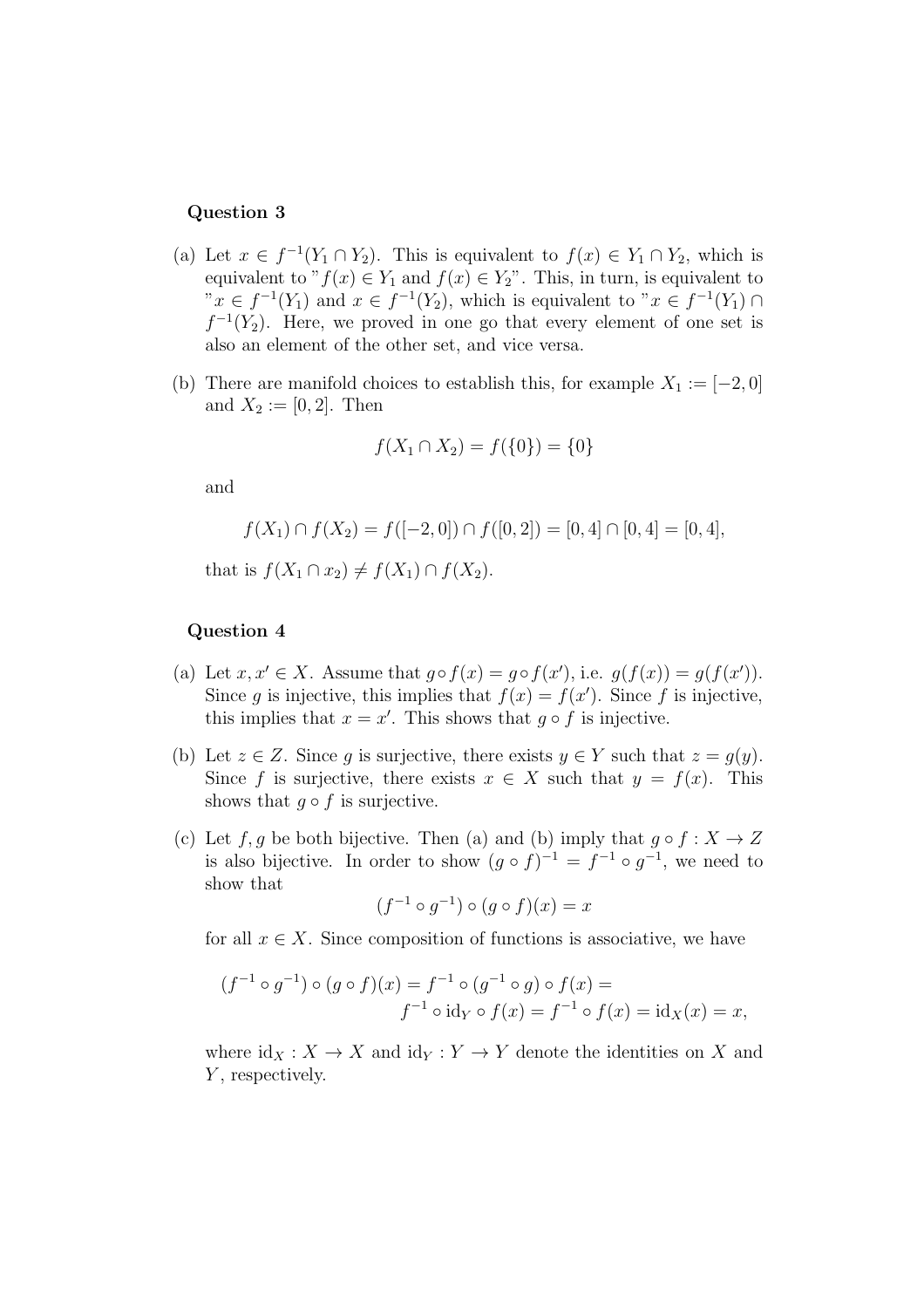**Question 3**

(a) Let $x \in f^{-1}(Y_1 \cap Y_2)$. This is equivalent to $f(x) \in Y_1 \cap Y_2$, which is equivalent to "$f(x) \in Y_1$ and $f(x) \in Y_2$". This, in turn, is equivalent to "$x \in f^{-1}(Y_1)$ and $x \in f^{-1}(Y_2)$, which is equivalent to "$x \in f^{-1}(Y_1) \cap f^{-1}(Y_2)$. Here, we proved in one go that every element of one set is also an element of the other set, and vice versa.

(b) There are manifold choices to establish this, for example $X_1 := [-2, 0]$ and $X_2 := [0, 2]$. Then

$$f(X_1 \cap X_2) = f(\{0\}) = \{0\}$$

and

$$f(X_1) \cap f(X_2) = f([-2, 0]) \cap f([0, 2]) = [0, 4] \cap [0, 4] = [0, 4],$$

that is $f(X_1 \cap x_2) \neq f(X_1) \cap f(X_2)$.

**Question 4**

(a) Let $x, x' \in X$. Assume that $g \circ f(x) = g \circ f(x')$, i.e. $g(f(x)) = g(f(x'))$. Since $g$ is injective, this implies that $f(x) = f(x')$. Since $f$ is injective, this implies that $x = x'$. This shows that $g \circ f$ is injective.

(b) Let $z \in Z$. Since $g$ is surjective, there exists $y \in Y$ such that $z = g(y)$. Since $f$ is surjective, there exists $x \in X$ such that $y = f(x)$. This shows that $g \circ f$ is surjective.

(c) Let $f, g$ be both bijective. Then (a) and (b) imply that $g \circ f : X \to Z$ is also bijective. In order to show $(g \circ f)^{-1} = f^{-1} \circ g^{-1}$, we need to show that

$$(f^{-1} \circ g^{-1}) \circ (g \circ f)(x) = x$$

for all $x \in X$. Since composition of functions is associative, we have

$$(f^{-1} \circ g^{-1}) \circ (g \circ f)(x) = f^{-1} \circ (g^{-1} \circ g) \circ f(x) =$$
$$f^{-1} \circ \mathrm{id}_Y \circ f(x) = f^{-1} \circ f(x) = \mathrm{id}_X(x) = x,$$

where $\mathrm{id}_X : X \to X$ and $\mathrm{id}_Y : Y \to Y$ denote the identities on $X$ and $Y$, respectively.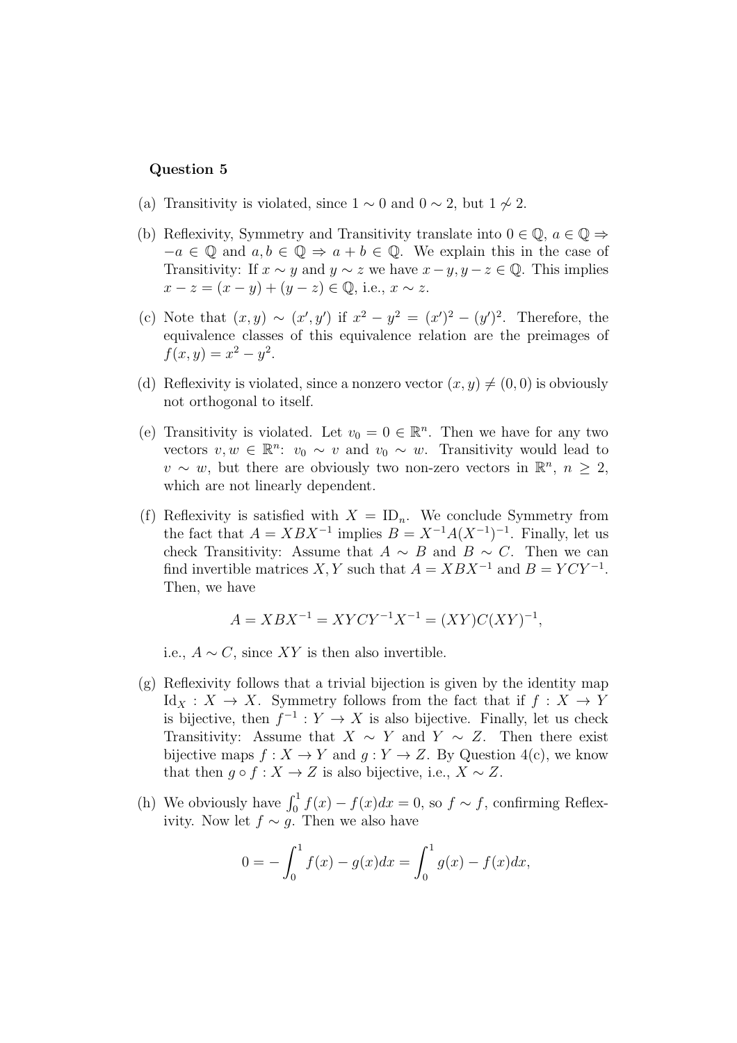**Question 5**

(a) Transitivity is violated, since $1 \sim 0$ and $0 \sim 2$, but $1 \not\sim 2$.

(b) Reflexivity, Symmetry and Transitivity translate into $0 \in \mathbb{Q}$, $a \in \mathbb{Q} \Rightarrow -a \in \mathbb{Q}$ and $a, b \in \mathbb{Q} \Rightarrow a + b \in \mathbb{Q}$. We explain this in the case of Transitivity: If $x \sim y$ and $y \sim z$ we have $x - y, y - z \in \mathbb{Q}$. This implies $x - z = (x - y) + (y - z) \in \mathbb{Q}$, i.e., $x \sim z$.

(c) Note that $(x, y) \sim (x', y')$ if $x^2 - y^2 = (x')^2 - (y')^2$. Therefore, the equivalence classes of this equivalence relation are the preimages of $f(x, y) = x^2 - y^2$.

(d) Reflexivity is violated, since a nonzero vector $(x, y) \neq (0, 0)$ is obviously not orthogonal to itself.

(e) Transitivity is violated. Let $v_0 = 0 \in \mathbb{R}^n$. Then we have for any two vectors $v, w \in \mathbb{R}^n$: $v_0 \sim v$ and $v_0 \sim w$. Transitivity would lead to $v \sim w$, but there are obviously two non-zero vectors in $\mathbb{R}^n$, $n \geq 2$, which are not linearly dependent.

(f) Reflexivity is satisfied with $X = \mathrm{ID}_n$. We conclude Symmetry from the fact that $A = XBX^{-1}$ implies $B = X^{-1}A(X^{-1})^{-1}$. Finally, let us check Transitivity: Assume that $A \sim B$ and $B \sim C$. Then we can find invertible matrices $X, Y$ such that $A = XBX^{-1}$ and $B = YCY^{-1}$. Then, we have

$$A = XBX^{-1} = XYCY^{-1}X^{-1} = (XY)C(XY)^{-1},$$

i.e., $A \sim C$, since $XY$ is then also invertible.

(g) Reflexivity follows that a trivial bijection is given by the identity map $\mathrm{Id}_X : X \to X$. Symmetry follows from the fact that if $f : X \to Y$ is bijective, then $f^{-1} : Y \to X$ is also bijective. Finally, let us check Transitivity: Assume that $X \sim Y$ and $Y \sim Z$. Then there exist bijective maps $f : X \to Y$ and $g : Y \to Z$. By Question 4(c), we know that then $g \circ f : X \to Z$ is also bijective, i.e., $X \sim Z$.

(h) We obviously have $\int_0^1 f(x) - f(x)dx = 0$, so $f \sim f$, confirming Reflexivity. Now let $f \sim g$. Then we also have

$$0 = -\int_0^1 f(x) - g(x)dx = \int_0^1 g(x) - f(x)dx,$$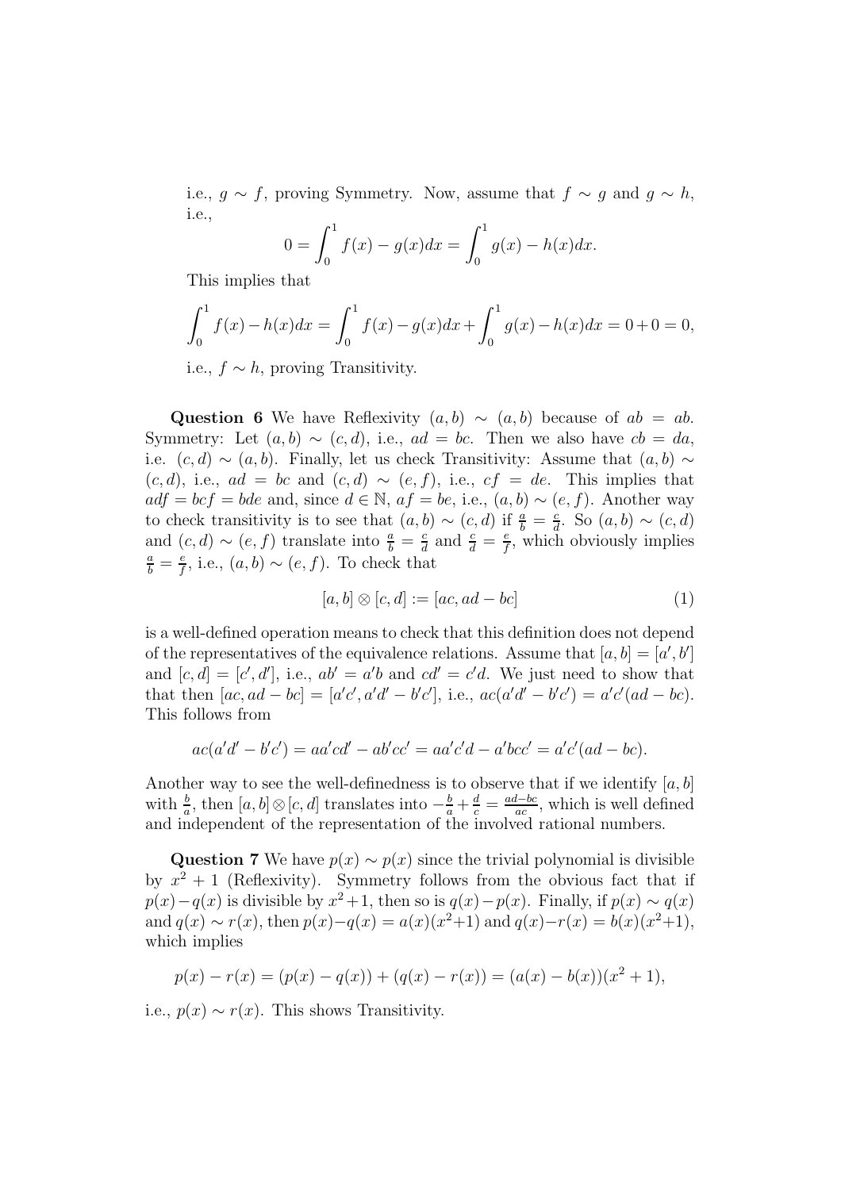i.e., $g \sim f$, proving Symmetry. Now, assume that $f \sim g$ and $g \sim h$, i.e.,

$$0 = \int_0^1 f(x) - g(x)dx = \int_0^1 g(x) - h(x)dx.$$

This implies that

$$\int_0^1 f(x) - h(x)dx = \int_0^1 f(x) - g(x)dx + \int_0^1 g(x) - h(x)dx = 0 + 0 = 0,$$

i.e., $f \sim h$, proving Transitivity.

**Question 6** We have Reflexivity $(a, b) \sim (a, b)$ because of $ab = ab$. Symmetry: Let $(a, b) \sim (c, d)$, i.e., $ad = bc$. Then we also have $cb = da$, i.e. $(c, d) \sim (a, b)$. Finally, let us check Transitivity: Assume that $(a, b) \sim (c, d)$, i.e., $ad = bc$ and $(c, d) \sim (e, f)$, i.e., $cf = de$. This implies that $adf = bcf = bde$ and, since $d \in \mathbb{N}$, $af = be$, i.e., $(a, b) \sim (e, f)$. Another way to check transitivity is to see that $(a, b) \sim (c, d)$ if $\frac{a}{b} = \frac{c}{d}$. So $(a, b) \sim (c, d)$ and $(c, d) \sim (e, f)$ translate into $\frac{a}{b} = \frac{c}{d}$ and $\frac{c}{d} = \frac{e}{f}$, which obviously implies $\frac{a}{b} = \frac{e}{f}$, i.e., $(a, b) \sim (e, f)$. To check that

$$[a, b] \otimes [c, d] := [ac, ad - bc] \tag{1}$$

is a well-defined operation means to check that this definition does not depend of the representatives of the equivalence relations. Assume that $[a, b] = [a', b']$ and $[c, d] = [c', d']$, i.e., $ab' = a'b$ and $cd' = c'd$. We just need to show that that then $[ac, ad - bc] = [a'c', a'd' - b'c']$, i.e., $ac(a'd' - b'c') = a'c'(ad - bc)$. This follows from

$$ac(a'd' - b'c') = aa'cd' - ab'cc' = aa'c'd - a'bcc' = a'c'(ad - bc).$$

Another way to see the well-definedness is to observe that if we identify $[a, b]$ with $\frac{b}{a}$, then $[a, b] \otimes [c, d]$ translates into $-\frac{b}{a} + \frac{d}{c} = \frac{ad-bc}{ac}$, which is well defined and independent of the representation of the involved rational numbers.

**Question 7** We have $p(x) \sim p(x)$ since the trivial polynomial is divisible by $x^2 + 1$ (Reflexivity). Symmetry follows from the obvious fact that if $p(x) - q(x)$ is divisible by $x^2+1$, then so is $q(x) - p(x)$. Finally, if $p(x) \sim q(x)$ and $q(x) \sim r(x)$, then $p(x) - q(x) = a(x)(x^2+1)$ and $q(x) - r(x) = b(x)(x^2+1)$, which implies

$$p(x) - r(x) = (p(x) - q(x)) + (q(x) - r(x)) = (a(x) - b(x))(x^2 + 1),$$

i.e., $p(x) \sim r(x)$. This shows Transitivity.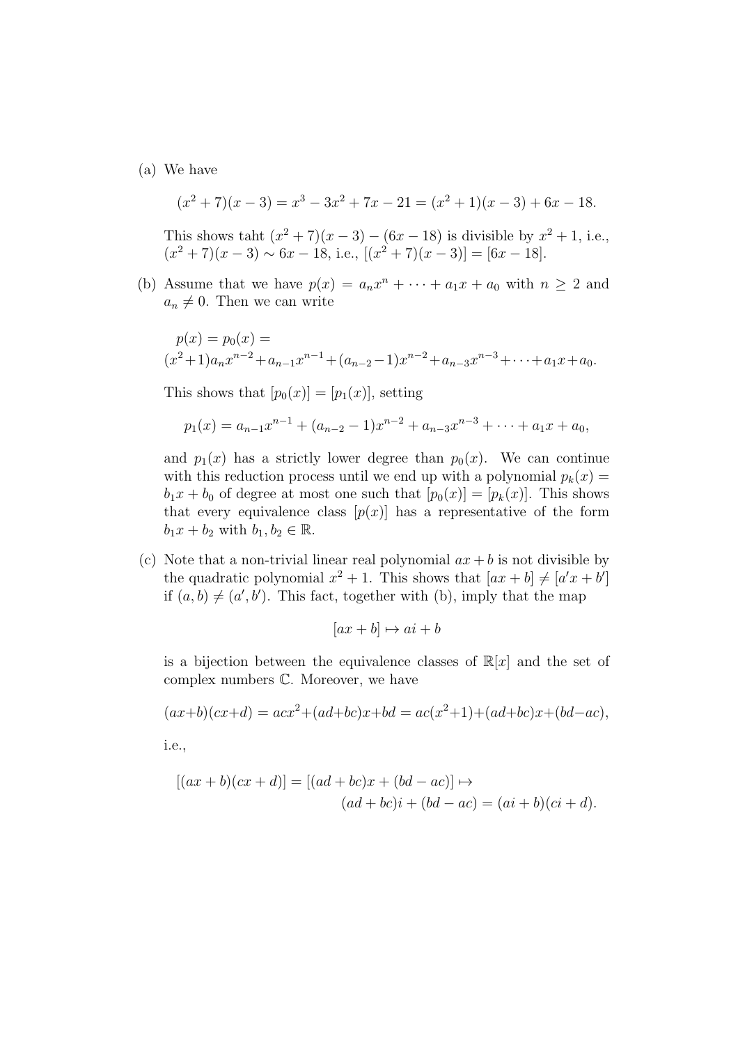(a) We have

$$(x^2+7)(x-3) = x^3 - 3x^2 + 7x - 21 = (x^2+1)(x-3) + 6x - 18.$$

This shows taht $(x^2+7)(x-3) - (6x-18)$ is divisible by $x^2+1$, i.e., $(x^2+7)(x-3) \sim 6x - 18$, i.e., $[(x^2+7)(x-3)] = [6x-18]$.

(b) Assume that we have $p(x) = a_n x^n + \cdots + a_1 x + a_0$ with $n \geq 2$ and $a_n \neq 0$. Then we can write

$$p(x) = p_0(x) = (x^2+1)a_n x^{n-2} + a_{n-1}x^{n-1} + (a_{n-2}-1)x^{n-2} + a_{n-3}x^{n-3} + \cdots + a_1 x + a_0.$$

This shows that $[p_0(x)] = [p_1(x)]$, setting

$$p_1(x) = a_{n-1}x^{n-1} + (a_{n-2}-1)x^{n-2} + a_{n-3}x^{n-3} + \cdots + a_1 x + a_0,$$

and $p_1(x)$ has a strictly lower degree than $p_0(x)$. We can continue with this reduction process until we end up with a polynomial $p_k(x) = b_1 x + b_0$ of degree at most one such that $[p_0(x)] = [p_k(x)]$. This shows that every equivalence class $[p(x)]$ has a representative of the form $b_1 x + b_2$ with $b_1, b_2 \in \mathbb{R}$.

(c) Note that a non-trivial linear real polynomial $ax+b$ is not divisible by the quadratic polynomial $x^2+1$. This shows that $[ax+b] \neq [a'x+b']$ if $(a,b) \neq (a',b')$. This fact, together with (b), imply that the map

$$[ax+b] \mapsto ai + b$$

is a bijection between the equivalence classes of $\mathbb{R}[x]$ and the set of complex numbers $\mathbb{C}$. Moreover, we have

$$(ax+b)(cx+d) = acx^2 + (ad+bc)x + bd = ac(x^2+1) + (ad+bc)x + (bd-ac),$$

i.e.,

$$[(ax+b)(cx+d)] = [(ad+bc)x + (bd-ac)] \mapsto (ad+bc)i + (bd-ac) = (ai+b)(ci+d).$$